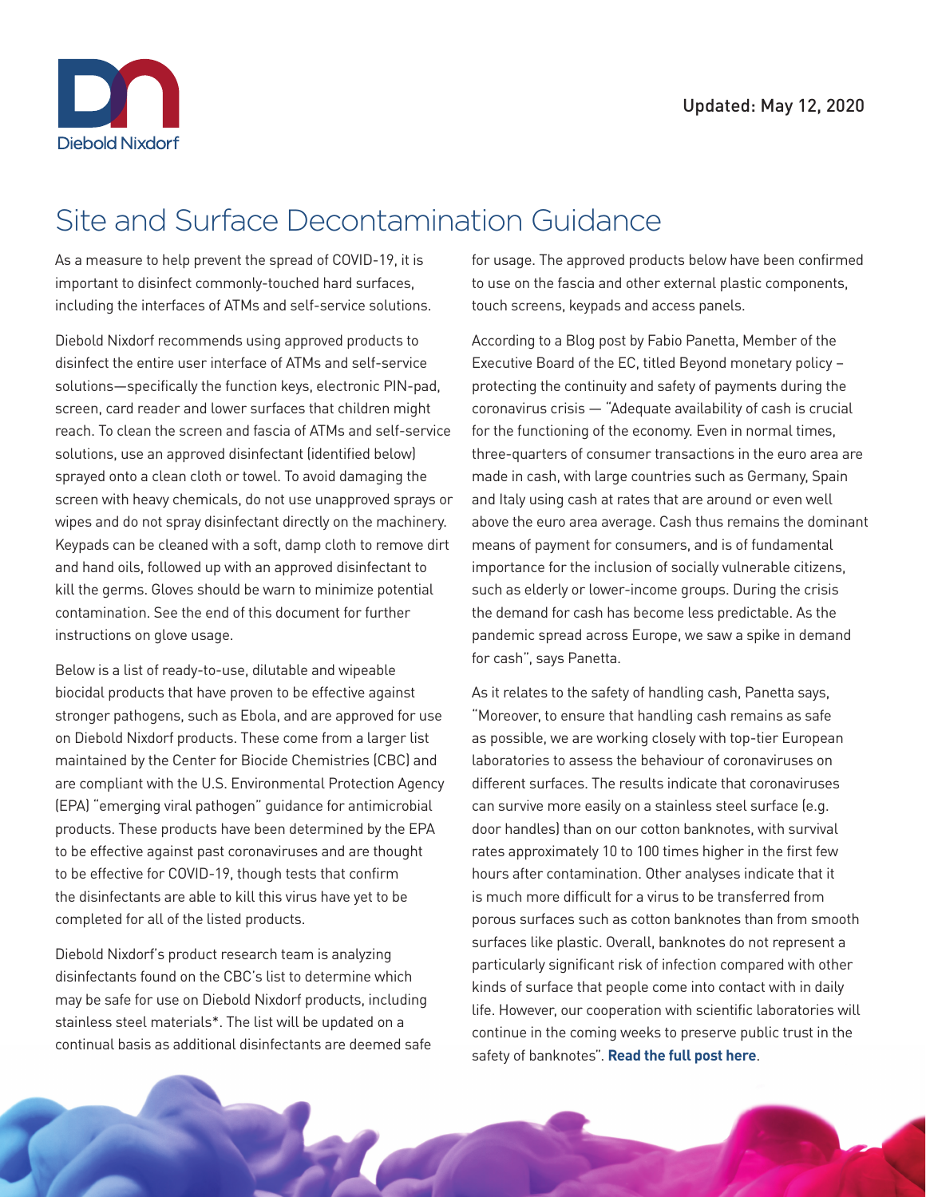Updated: May 12, 2020

# Site and Surface Decontamination Guidance

As a measure to help prevent the spread of COVID-19, it is important to disinfect commonly-touched hard surfaces, including the interfaces of ATMs and self-service solutions.

Diebold Nixdorf recommends using approved products to disinfect the entire user interface of ATMs and self-service solutions—specifically the function keys, electronic PIN-pad, screen, card reader and lower surfaces that children might reach. To clean the screen and fascia of ATMs and self-service solutions, use an approved disinfectant (identified below) sprayed onto a clean cloth or towel. To avoid damaging the screen with heavy chemicals, do not use unapproved sprays or wipes and do not spray disinfectant directly on the machinery. Keypads can be cleaned with a soft, damp cloth to remove dirt and hand oils, followed up with an approved disinfectant to kill the germs. Gloves should be warn to minimize potential contamination. See the end of this document for further instructions on glove usage.

Below is a list of ready-to-use, dilutable and wipeable biocidal products that have proven to be effective against stronger pathogens, such as Ebola, and are approved for use on Diebold Nixdorf products. These come from a larger list maintained by the Center for Biocide Chemistries (CBC) and are compliant with the U.S. Environmental Protection Agency (EPA) "emerging viral pathogen" guidance for antimicrobial products. These products have been determined by the EPA to be effective against past coronaviruses and are thought to be effective for COVID-19, though tests that confirm the disinfectants are able to kill this virus have yet to be completed for all of the listed products.

Diebold Nixdorf's product research team is analyzing disinfectants found on the CBC's list to determine which may be safe for use on Diebold Nixdorf products, including stainless steel materials*. The list will be updated on a continual basis as additional disinfectants are deemed safe for usage. The approved products below have been confirmed to use on the fascia and other external plastic components, touch screens, keypads and access panels.

According to a Blog post by Fabio Panetta, Member of the Executive Board of the EC, titled Beyond monetary policy – protecting the continuity and safety of payments during the coronavirus crisis — "Adequate availability of cash is crucial for the functioning of the economy. Even in normal times, three-quarters of consumer transactions in the euro area are made in cash, with large countries such as Germany, Spain and Italy using cash at rates that are around or even well above the euro area average. Cash thus remains the dominant means of payment for consumers, and is of fundamental importance for the inclusion of socially vulnerable citizens, such as elderly or lower-income groups. During the crisis the demand for cash has become less predictable. As the pandemic spread across Europe, we saw a spike in demand for cash", says Panetta.

As it relates to the safety of handling cash, Panetta says, "Moreover, to ensure that handling cash remains as safe as possible, we are working closely with top-tier European laboratories to assess the behaviour of coronaviruses on different surfaces. The results indicate that coronaviruses can survive more easily on a stainless steel surface (e.g. door handles) than on our cotton banknotes, with survival rates approximately 10 to 100 times higher in the first few hours after contamination. Other analyses indicate that it is much more difficult for a virus to be transferred from porous surfaces such as cotton banknotes than from smooth surfaces like plastic. Overall, banknotes do not represent a particularly significant risk of infection compared with other kinds of surface that people come into contact with in daily life. However, our cooperation with scientific laboratories will continue in the coming weeks to preserve public trust in the safety of banknotes". **Read the full post here**.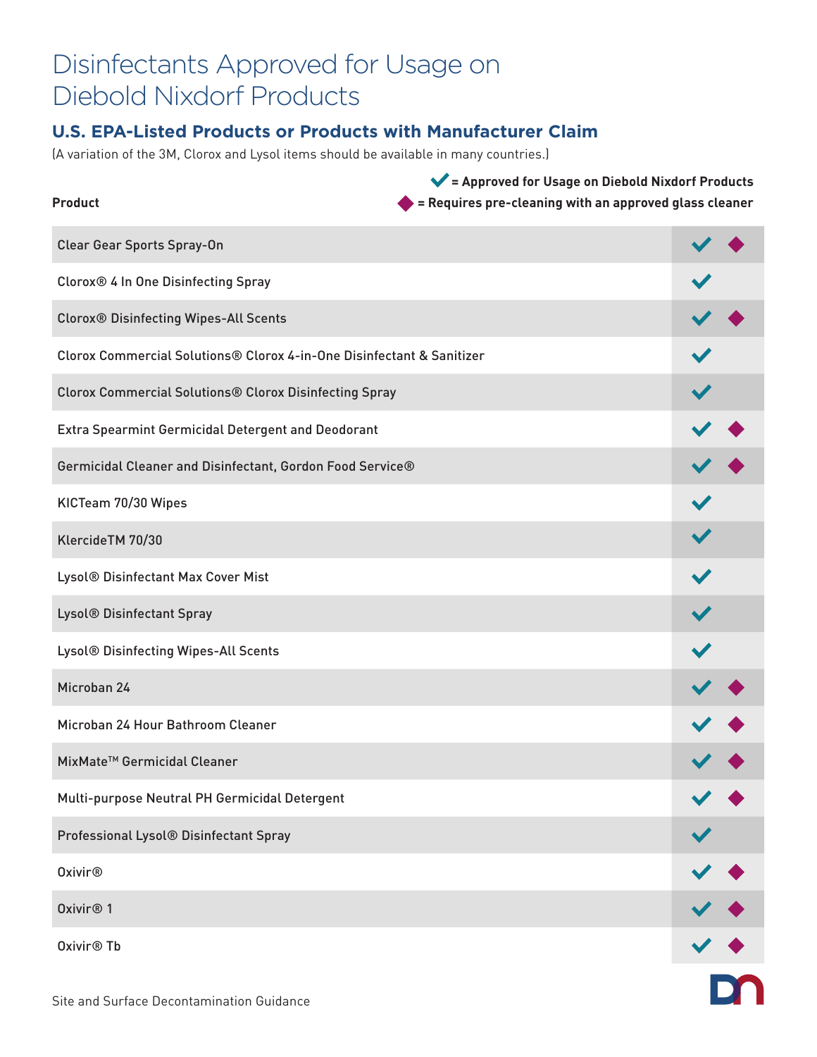# Disinfectants Approved for Usage on Diebold Nixdorf Products

## U.S. EPA-Listed Products or Products with Manufacturer Claim

(A variation of the 3M, Clorox and Lysol items should be available in many countries.)

✓ = Approved for Usage on Diebold Nixdorf Products

◆ = Requires pre-cleaning with an approved glass cleaner

| Product | Approved | Pre-cleaning |
|---|---|---|
| Clear Gear Sports Spray-On | ✓ | ◆ |
| Clorox® 4 In One Disinfecting Spray | ✓ | |
| Clorox® Disinfecting Wipes-All Scents | ✓ | ◆ |
| Clorox Commercial Solutions® Clorox 4-in-One Disinfectant & Sanitizer | ✓ | |
| Clorox Commercial Solutions® Clorox Disinfecting Spray | ✓ | |
| Extra Spearmint Germicidal Detergent and Deodorant | ✓ | ◆ |
| Germicidal Cleaner and Disinfectant, Gordon Food Service® | ✓ | ◆ |
| KICTeam 70/30 Wipes | ✓ | |
| KlercideTM 70/30 | ✓ | |
| Lysol® Disinfectant Max Cover Mist | ✓ | |
| Lysol® Disinfectant Spray | ✓ | |
| Lysol® Disinfecting Wipes-All Scents | ✓ | |
| Microban 24 | ✓ | ◆ |
| Microban 24 Hour Bathroom Cleaner | ✓ | ◆ |
| MixMate™ Germicidal Cleaner | ✓ | ◆ |
| Multi-purpose Neutral PH Germicidal Detergent | ✓ | ◆ |
| Professional Lysol® Disinfectant Spray | ✓ | |
| Oxivir® | ✓ | ◆ |
| Oxivir® 1 | ✓ | ◆ |
| Oxivir® Tb | ✓ | ◆ |

Site and Surface Decontamination Guidance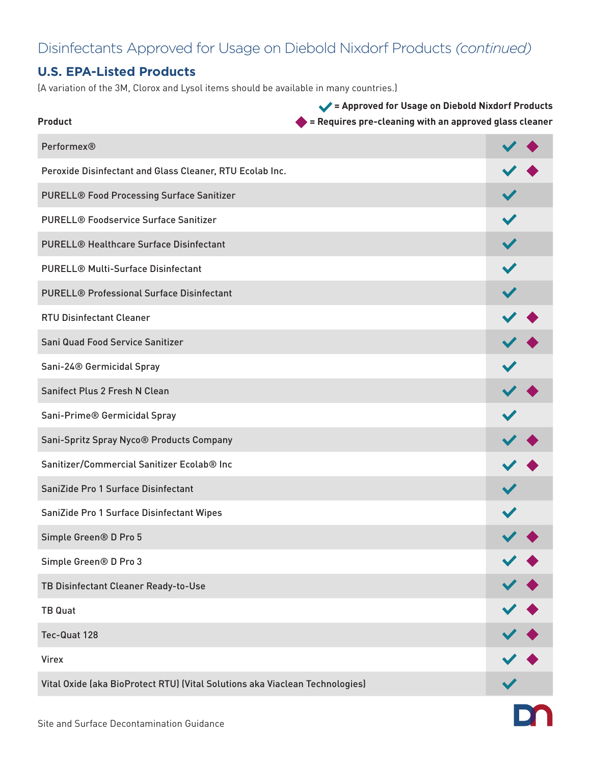# Disinfectants Approved for Usage on Diebold Nixdorf Products *(continued)*

## U.S. EPA-Listed Products

(A variation of the 3M, Clorox and Lysol items should be available in many countries.)

✔ = Approved for Usage on Diebold Nixdorf Products
◆ = Requires pre-cleaning with an approved glass cleaner

| Product | | |
|---|---|---|
| Performex® | ✔ | ◆ |
| Peroxide Disinfectant and Glass Cleaner, RTU Ecolab Inc. | ✔ | ◆ |
| PURELL® Food Processing Surface Sanitizer | ✔ | |
| PURELL® Foodservice Surface Sanitizer | ✔ | |
| PURELL® Healthcare Surface Disinfectant | ✔ | |
| PURELL® Multi-Surface Disinfectant | ✔ | |
| PURELL® Professional Surface Disinfectant | ✔ | |
| RTU Disinfectant Cleaner | ✔ | ◆ |
| Sani Quad Food Service Sanitizer | ✔ | ◆ |
| Sani-24® Germicidal Spray | ✔ | |
| Sanifect Plus 2 Fresh N Clean | ✔ | ◆ |
| Sani-Prime® Germicidal Spray | ✔ | |
| Sani-Spritz Spray Nyco® Products Company | ✔ | ◆ |
| Sanitizer/Commercial Sanitizer Ecolab® Inc | ✔ | ◆ |
| SaniZide Pro 1 Surface Disinfectant | ✔ | |
| SaniZide Pro 1 Surface Disinfectant Wipes | ✔ | |
| Simple Green® D Pro 5 | ✔ | ◆ |
| Simple Green® D Pro 3 | ✔ | ◆ |
| TB Disinfectant Cleaner Ready-to-Use | ✔ | ◆ |
| TB Quat | ✔ | ◆ |
| Tec-Quat 128 | ✔ | ◆ |
| Virex | ✔ | ◆ |
| Vital Oxide (aka BioProtect RTU) (Vital Solutions aka Viaclean Technologies) | ✔ | |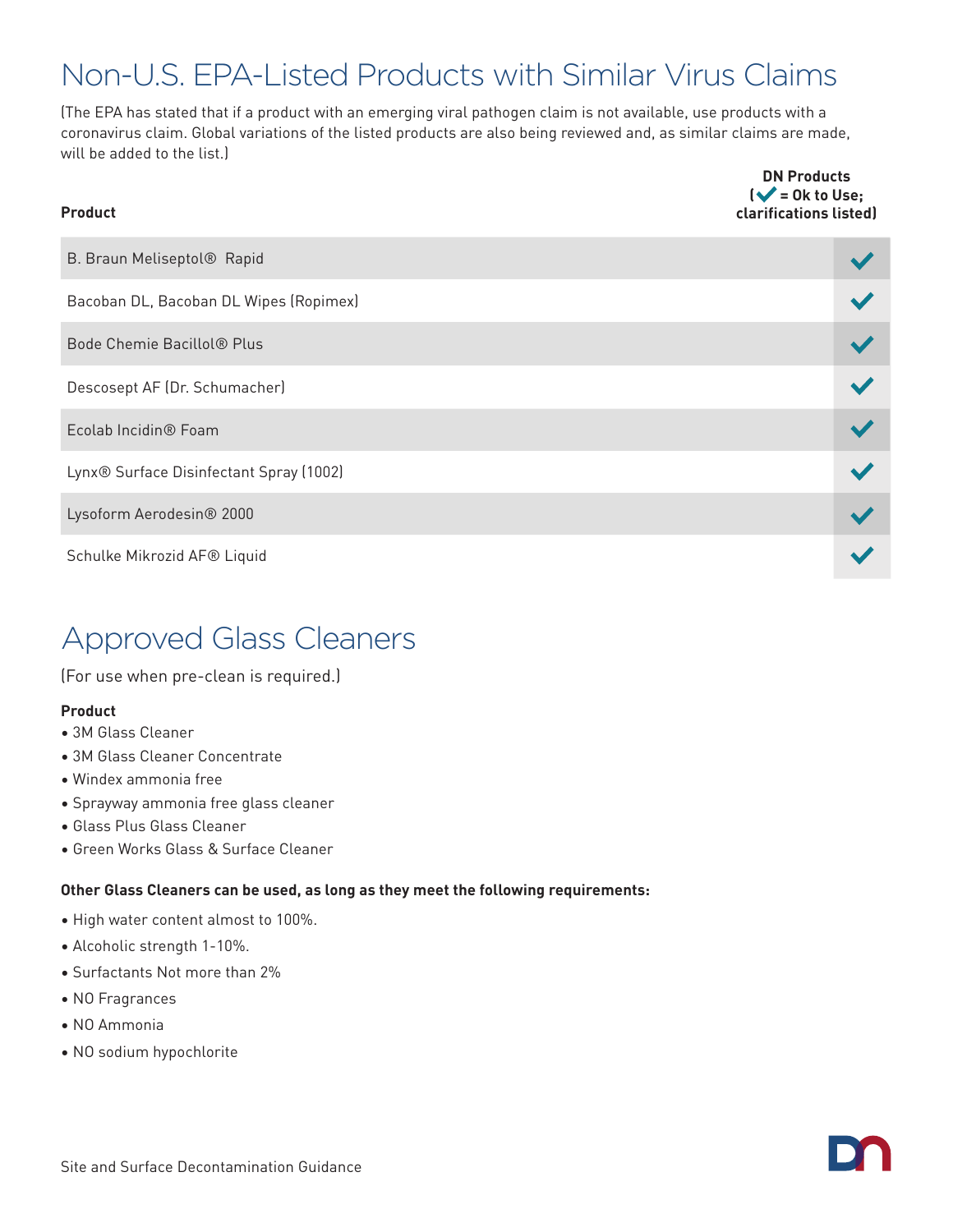# Non-U.S. EPA-Listed Products with Similar Virus Claims

(The EPA has stated that if a product with an emerging viral pathogen claim is not available, use products with a coronavirus claim. Global variations of the listed products are also being reviewed and, as similar claims are made, will be added to the list.)

| Product | DN Products (✔ = Ok to Use; clarifications listed) |
|---|---|
| B. Braun Meliseptol® Rapid | ✔ |
| Bacoban DL, Bacoban DL Wipes (Ropimex) | ✔ |
| Bode Chemie Bacillol® Plus | ✔ |
| Descosept AF (Dr. Schumacher) | ✔ |
| Ecolab Incidin® Foam | ✔ |
| Lynx® Surface Disinfectant Spray (1002) | ✔ |
| Lysoform Aerodesin® 2000 | ✔ |
| Schulke Mikrozid AF® Liquid | ✔ |

# Approved Glass Cleaners

(For use when pre-clean is required.)

**Product**

- 3M Glass Cleaner
- 3M Glass Cleaner Concentrate
- Windex ammonia free
- Sprayway ammonia free glass cleaner
- Glass Plus Glass Cleaner
- Green Works Glass & Surface Cleaner

**Other Glass Cleaners can be used, as long as they meet the following requirements:**

- High water content almost to 100%.
- Alcoholic strength 1-10%.
- Surfactants Not more than 2%
- NO Fragrances
- NO Ammonia
- NO sodium hypochlorite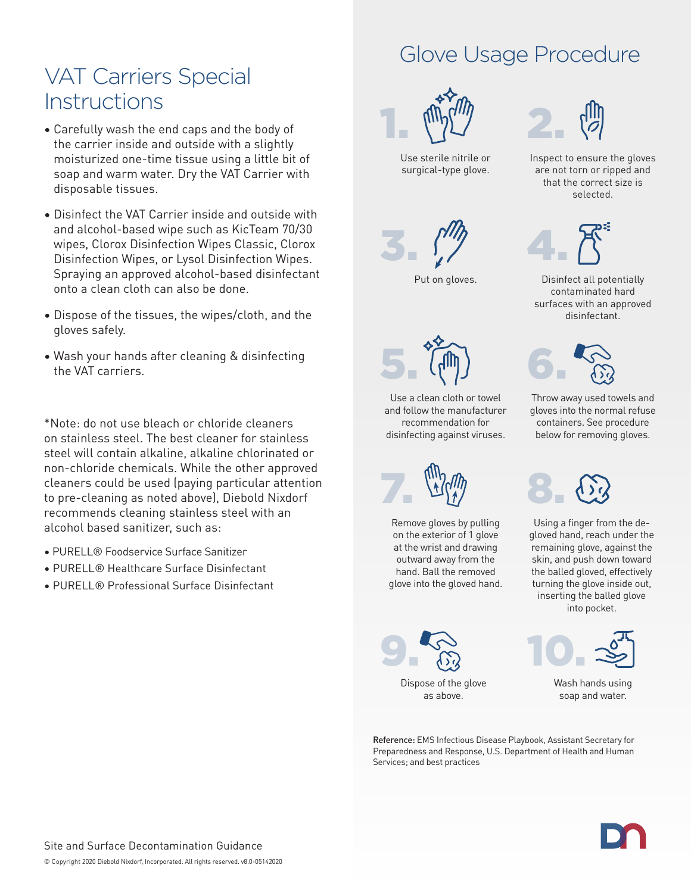## VAT Carriers Special Instructions

- Carefully wash the end caps and the body of the carrier inside and outside with a slightly moisturized one-time tissue using a little bit of soap and warm water. Dry the VAT Carrier with disposable tissues.
- Disinfect the VAT Carrier inside and outside with and alcohol-based wipe such as KicTeam 70/30 wipes, Clorox Disinfection Wipes Classic, Clorox Disinfection Wipes, or Lysol Disinfection Wipes. Spraying an approved alcohol-based disinfectant onto a clean cloth can also be done.
- Dispose of the tissues, the wipes/cloth, and the gloves safely.
- Wash your hands after cleaning & disinfecting the VAT carriers.

*Note: do not use bleach or chloride cleaners on stainless steel. The best cleaner for stainless steel will contain alkaline, alkaline chlorinated or non-chloride chemicals. While the other approved cleaners could be used (paying particular attention to pre-cleaning as noted above), Diebold Nixdorf recommends cleaning stainless steel with an alcohol based sanitizer, such as:

- PURELL® Foodservice Surface Sanitizer
- PURELL® Healthcare Surface Disinfectant
- PURELL® Professional Surface Disinfectant

## Glove Usage Procedure

1. Use sterile nitrile or surgical-type glove.
2. Inspect to ensure the gloves are not torn or ripped and that the correct size is selected.
3. Put on gloves.
4. Disinfect all potentially contaminated hard surfaces with an approved disinfectant.
5. Use a clean cloth or towel and follow the manufacturer recommendation for disinfecting against viruses.
6. Throw away used towels and gloves into the normal refuse containers. See procedure below for removing gloves.
7. Remove gloves by pulling on the exterior of 1 glove at the wrist and drawing outward away from the hand. Ball the removed glove into the gloved hand.
8. Using a finger from the de-gloved hand, reach under the remaining glove, against the skin, and push down toward the balled gloved, effectively turning the glove inside out, inserting the balled glove into pocket.
9. Dispose of the glove as above.
10. Wash hands using soap and water.

**Reference:** EMS Infectious Disease Playbook, Assistant Secretary for Preparedness and Response, U.S. Department of Health and Human Services; and best practices

Site and Surface Decontamination Guidance

© Copyright 2020 Diebold Nixdorf, Incorporated. All rights reserved. v8.0-05142020